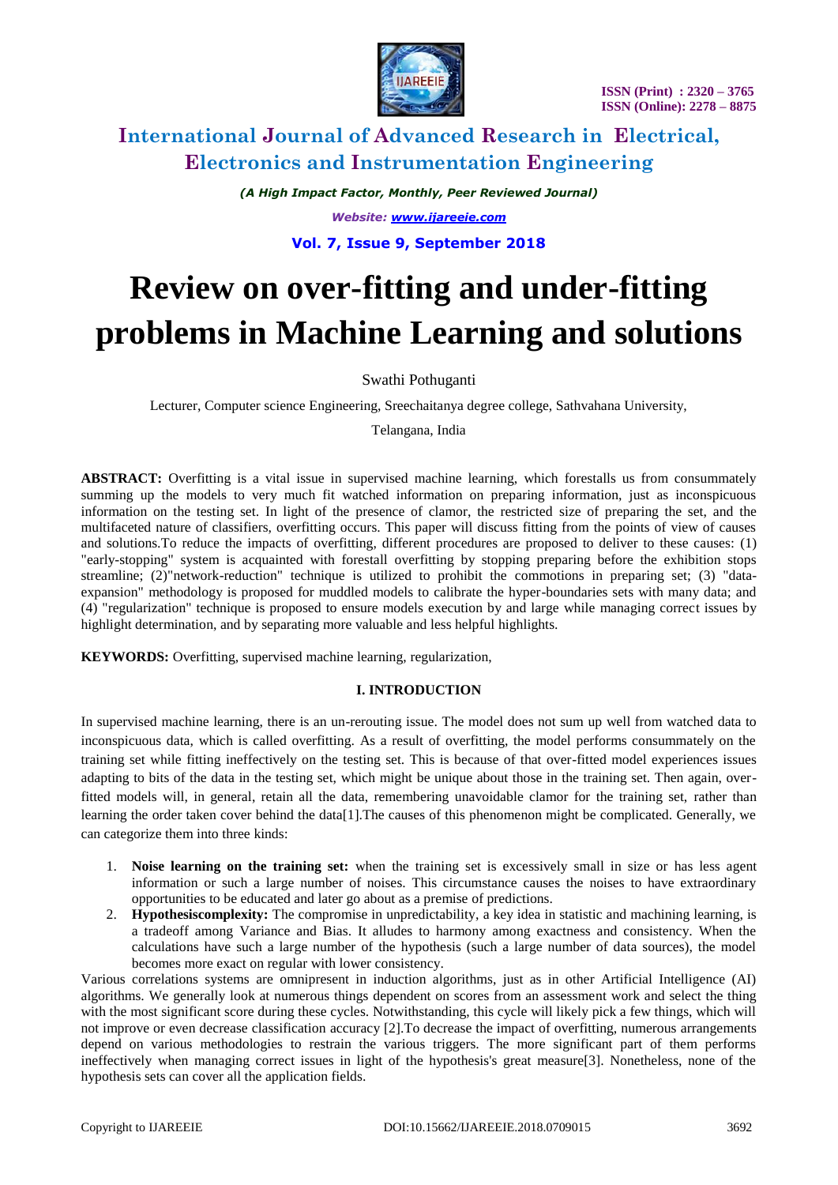# International Journal of Advanced Research in Electrical, Electronics and Instrumentation Engineering

*(A High Impact Factor, Monthly, Peer Reviewed Journal)*

*Website: www.ijareeie.com*

**Vol. 7, Issue 9, September 2018**

# Review on over-fitting and under-fitting problems in Machine Learning and solutions

Swathi Pothuganti

Lecturer, Computer science Engineering, Sreechaitanya degree college, Sathvahana University,

Telangana, India

**ABSTRACT:** Overfitting is a vital issue in supervised machine learning, which forestalls us from consummately summing up the models to very much fit watched information on preparing information, just as inconspicuous information on the testing set. In light of the presence of clamor, the restricted size of preparing the set, and the multifaceted nature of classifiers, overfitting occurs. This paper will discuss fitting from the points of view of causes and solutions.To reduce the impacts of overfitting, different procedures are proposed to deliver to these causes: (1) "early-stopping" system is acquainted with forestall overfitting by stopping preparing before the exhibition stops streamline; (2)"network-reduction" technique is utilized to prohibit the commotions in preparing set; (3) "data-expansion" methodology is proposed for muddled models to calibrate the hyper-boundaries sets with many data; and (4) "regularization" technique is proposed to ensure models execution by and large while managing correct issues by highlight determination, and by separating more valuable and less helpful highlights.

**KEYWORDS:** Overfitting, supervised machine learning, regularization,

## I. INTRODUCTION

In supervised machine learning, there is an un-rerouting issue. The model does not sum up well from watched data to inconspicuous data, which is called overfitting. As a result of overfitting, the model performs consummately on the training set while fitting ineffectively on the testing set. This is because of that over-fitted model experiences issues adapting to bits of the data in the testing set, which might be unique about those in the training set. Then again, over-fitted models will, in general, retain all the data, remembering unavoidable clamor for the training set, rather than learning the order taken cover behind the data[1].The causes of this phenomenon might be complicated. Generally, we can categorize them into three kinds:

1. **Noise learning on the training set:** when the training set is excessively small in size or has less agent information or such a large number of noises. This circumstance causes the noises to have extraordinary opportunities to be educated and later go about as a premise of predictions.
2. **Hypothesiscomplexity:** The compromise in unpredictability, a key idea in statistic and machining learning, is a tradeoff among Variance and Bias. It alludes to harmony among exactness and consistency. When the calculations have such a large number of the hypothesis (such a large number of data sources), the model becomes more exact on regular with lower consistency.

Various correlations systems are omnipresent in induction algorithms, just as in other Artificial Intelligence (AI) algorithms. We generally look at numerous things dependent on scores from an assessment work and select the thing with the most significant score during these cycles. Notwithstanding, this cycle will likely pick a few things, which will not improve or even decrease classification accuracy [2].To decrease the impact of overfitting, numerous arrangements depend on various methodologies to restrain the various triggers. The more significant part of them performs ineffectively when managing correct issues in light of the hypothesis's great measure[3]. Nonetheless, none of the hypothesis sets can cover all the application fields.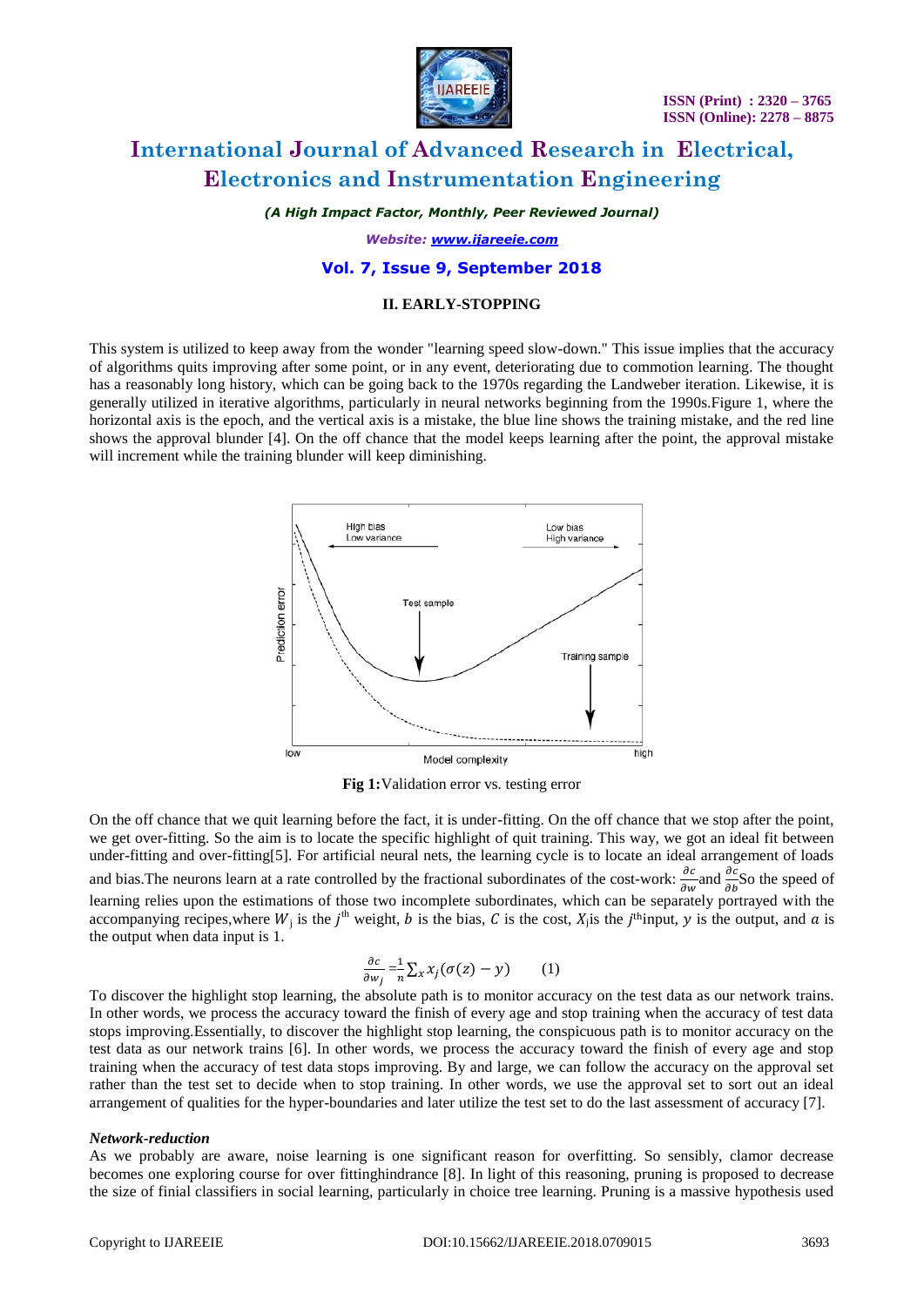### II. EARLY-STOPPING

This system is utilized to keep away from the wonder "learning speed slow-down." This issue implies that the accuracy of algorithms quits improving after some point, or in any event, deteriorating due to commotion learning. The thought has a reasonably long history, which can be going back to the 1970s regarding the Landweber iteration. Likewise, it is generally utilized in iterative algorithms, particularly in neural networks beginning from the 1990s.Figure 1, where the horizontal axis is the epoch, and the vertical axis is a mistake, the blue line shows the training mistake, and the red line shows the approval blunder [4]. On the off chance that the model keeps learning after the point, the approval mistake will increment while the training blunder will keep diminishing.

**Fig 1:**Validation error vs. testing error

On the off chance that we quit learning before the fact, it is under-fitting. On the off chance that we stop after the point, we get over-fitting. So the aim is to locate the specific highlight of quit training. This way, we got an ideal fit between under-fitting and over-fitting[5]. For artificial neural nets, the learning cycle is to locate an ideal arrangement of loads and bias.The neurons learn at a rate controlled by the fractional subordinates of the cost-work: $\frac{\partial c}{\partial w}$and $\frac{\partial c}{\partial b}$So the speed of learning relies upon the estimations of those two incomplete subordinates, which can be separately portrayed with the accompanying recipes,where $W_j$ is the $j^{th}$ weight, $b$ is the bias, $C$ is the cost, $X_j$is the $j^{th}$input, $y$ is the output, and $a$ is the output when data input is 1.

$$\frac{\partial c}{\partial w_j} = \frac{1}{n}\sum_x x_j(\sigma(z) - y) \qquad (1)$$

To discover the highlight stop learning, the absolute path is to monitor accuracy on the test data as our network trains. In other words, we process the accuracy toward the finish of every age and stop training when the accuracy of test data stops improving.Essentially, to discover the highlight stop learning, the conspicuous path is to monitor accuracy on the test data as our network trains [6]. In other words, we process the accuracy toward the finish of every age and stop training when the accuracy of test data stops improving. By and large, we can follow the accuracy on the approval set rather than the test set to decide when to stop training. In other words, we use the approval set to sort out an ideal arrangement of qualities for the hyper-boundaries and later utilize the test set to do the last assessment of accuracy [7].

***Network-reduction***

As we probably are aware, noise learning is one significant reason for overfitting. So sensibly, clamor decrease becomes one exploring course for over fittinghindrance [8]. In light of this reasoning, pruning is proposed to decrease the size of finial classifiers in social learning, particularly in choice tree learning. Pruning is a massive hypothesis used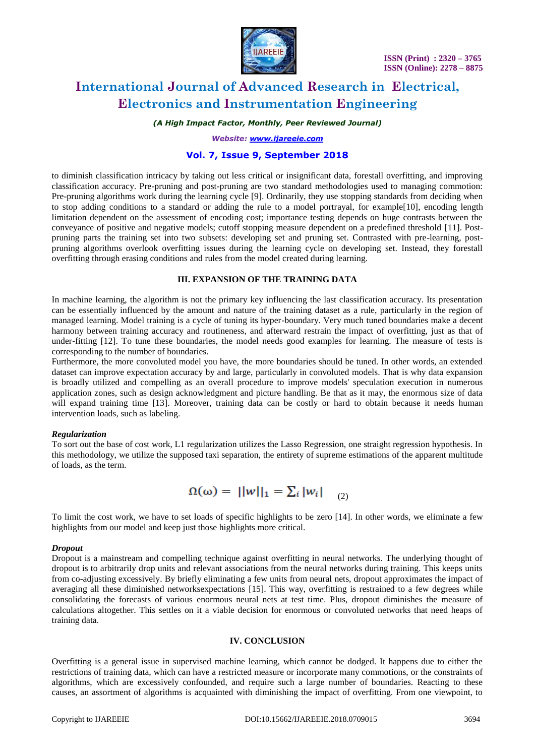to diminish classification intricacy by taking out less critical or insignificant data, forestall overfitting, and improving classification accuracy. Pre-pruning and post-pruning are two standard methodologies used to managing commotion: Pre-pruning algorithms work during the learning cycle [9]. Ordinarily, they use stopping standards from deciding when to stop adding conditions to a standard or adding the rule to a model portrayal, for example[10], encoding length limitation dependent on the assessment of encoding cost; importance testing depends on huge contrasts between the conveyance of positive and negative models; cutoff stopping measure dependent on a predefined threshold [11]. Post-pruning parts the training set into two subsets: developing set and pruning set. Contrasted with pre-learning, post-pruning algorithms overlook overfitting issues during the learning cycle on developing set. Instead, they forestall overfitting through erasing conditions and rules from the model created during learning.

## III. EXPANSION OF THE TRAINING DATA

In machine learning, the algorithm is not the primary key influencing the last classification accuracy. Its presentation can be essentially influenced by the amount and nature of the training dataset as a rule, particularly in the region of managed learning. Model training is a cycle of tuning its hyper-boundary. Very much tuned boundaries make a decent harmony between training accuracy and routineness, and afterward restrain the impact of overfitting, just as that of under-fitting [12]. To tune these boundaries, the model needs good examples for learning. The measure of tests is corresponding to the number of boundaries.

Furthermore, the more convoluted model you have, the more boundaries should be tuned. In other words, an extended dataset can improve expectation accuracy by and large, particularly in convoluted models. That is why data expansion is broadly utilized and compelling as an overall procedure to improve models' speculation execution in numerous application zones, such as design acknowledgment and picture handling. Be that as it may, the enormous size of data will expand training time [13]. Moreover, training data can be costly or hard to obtain because it needs human intervention loads, such as labeling.

### *Regularization*

To sort out the base of cost work, L1 regularization utilizes the Lasso Regression, one straight regression hypothesis. In this methodology, we utilize the supposed taxi separation, the entirety of supreme estimations of the apparent multitude of loads, as the term.

$$\Omega(\omega) = ||w||_1 = \sum_i |w_i| \quad (2)$$

To limit the cost work, we have to set loads of specific highlights to be zero [14]. In other words, we eliminate a few highlights from our model and keep just those highlights more critical.

### *Dropout*

Dropout is a mainstream and compelling technique against overfitting in neural networks. The underlying thought of dropout is to arbitrarily drop units and relevant associations from the neural networks during training. This keeps units from co-adjusting excessively. By briefly eliminating a few units from neural nets, dropout approximates the impact of averaging all these diminished networksexpectations [15]. This way, overfitting is restrained to a few degrees while consolidating the forecasts of various enormous neural nets at test time. Plus, dropout diminishes the measure of calculations altogether. This settles on it a viable decision for enormous or convoluted networks that need heaps of training data.

## IV. CONCLUSION

Overfitting is a general issue in supervised machine learning, which cannot be dodged. It happens due to either the restrictions of training data, which can have a restricted measure or incorporate many commotions, or the constraints of algorithms, which are excessively confounded, and require such a large number of boundaries. Reacting to these causes, an assortment of algorithms is acquainted with diminishing the impact of overfitting. From one viewpoint, to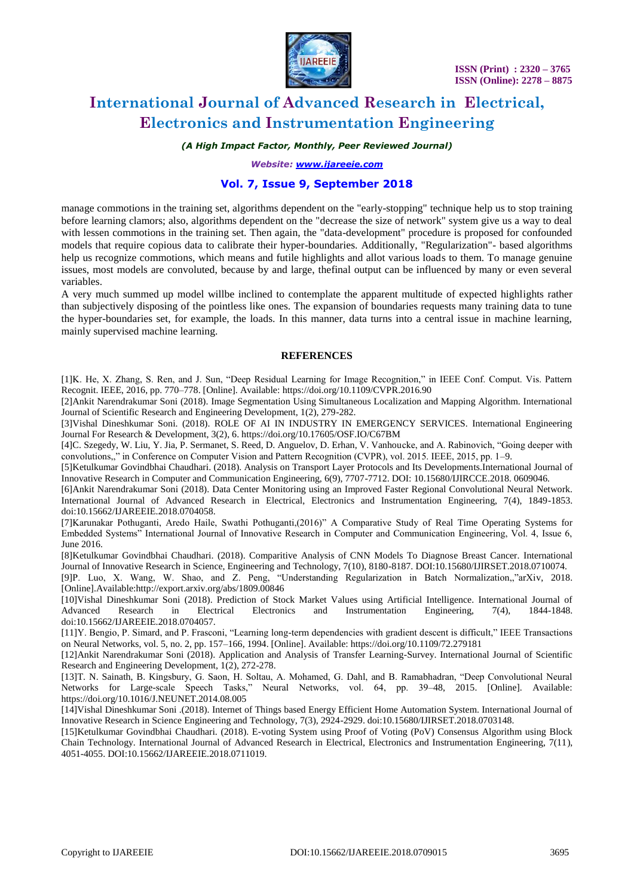manage commotions in the training set, algorithms dependent on the "early-stopping" technique help us to stop training before learning clamors; also, algorithms dependent on the "decrease the size of network" system give us a way to deal with lessen commotions in the training set. Then again, the "data-development" procedure is proposed for confounded models that require copious data to calibrate their hyper-boundaries. Additionally, "Regularization"- based algorithms help us recognize commotions, which means and futile highlights and allot various loads to them. To manage genuine issues, most models are convoluted, because by and large, thefinal output can be influenced by many or even several variables.

A very much summed up model willbe inclined to contemplate the apparent multitude of expected highlights rather than subjectively disposing of the pointless like ones. The expansion of boundaries requests many training data to tune the hyper-boundaries set, for example, the loads. In this manner, data turns into a central issue in machine learning, mainly supervised machine learning.

## REFERENCES

[1]K. He, X. Zhang, S. Ren, and J. Sun, "Deep Residual Learning for Image Recognition," in IEEE Conf. Comput. Vis. Pattern Recognit. IEEE, 2016, pp. 770–778. [Online]. Available: https://doi.org/10.1109/CVPR.2016.90

[2]Ankit Narendrakumar Soni (2018). Image Segmentation Using Simultaneous Localization and Mapping Algorithm. International Journal of Scientific Research and Engineering Development, 1(2), 279-282.

[3]Vishal Dineshkumar Soni. (2018). ROLE OF AI IN INDUSTRY IN EMERGENCY SERVICES. International Engineering Journal For Research & Development, 3(2), 6. https://doi.org/10.17605/OSF.IO/C67BM

[4]C. Szegedy, W. Liu, Y. Jia, P. Sermanet, S. Reed, D. Anguelov, D. Erhan, V. Vanhoucke, and A. Rabinovich, "Going deeper with convolutions,," in Conference on Computer Vision and Pattern Recognition (CVPR), vol. 2015. IEEE, 2015, pp. 1–9.

[5]Ketulkumar Govindbhai Chaudhari. (2018). Analysis on Transport Layer Protocols and Its Developments.International Journal of Innovative Research in Computer and Communication Engineering, 6(9), 7707-7712. DOI: 10.15680/IJIRCCE.2018. 0609046.

[6]Ankit Narendrakumar Soni (2018). Data Center Monitoring using an Improved Faster Regional Convolutional Neural Network. International Journal of Advanced Research in Electrical, Electronics and Instrumentation Engineering, 7(4), 1849-1853. doi:10.15662/IJAREEIE.2018.0704058.

[7]Karunakar Pothuganti, Aredo Haile, Swathi Pothuganti,(2016)" A Comparative Study of Real Time Operating Systems for Embedded Systems" International Journal of Innovative Research in Computer and Communication Engineering, Vol. 4, Issue 6, June 2016.

[8]Ketulkumar Govindbhai Chaudhari. (2018). Comparitive Analysis of CNN Models To Diagnose Breast Cancer. International Journal of Innovative Research in Science, Engineering and Technology, 7(10), 8180-8187. DOI:10.15680/IJIRSET.2018.0710074.

[9]P. Luo, X. Wang, W. Shao, and Z. Peng, "Understanding Regularization in Batch Normalization,,"arXiv, 2018. [Online].Available:http://export.arxiv.org/abs/1809.00846

[10]Vishal Dineshkumar Soni (2018). Prediction of Stock Market Values using Artificial Intelligence. International Journal of Advanced Research in Electrical Electronics and Instrumentation Engineering, 7(4), 1844-1848. doi:10.15662/IJAREEIE.2018.0704057.

[11]Y. Bengio, P. Simard, and P. Frasconi, "Learning long-term dependencies with gradient descent is difficult," IEEE Transactions on Neural Networks, vol. 5, no. 2, pp. 157–166, 1994. [Online]. Available: https://doi.org/10.1109/72.279181

[12]Ankit Narendrakumar Soni (2018). Application and Analysis of Transfer Learning-Survey. International Journal of Scientific Research and Engineering Development, 1(2), 272-278.

[13]T. N. Sainath, B. Kingsbury, G. Saon, H. Soltau, A. Mohamed, G. Dahl, and B. Ramabhadran, "Deep Convolutional Neural Networks for Large-scale Speech Tasks," Neural Networks, vol. 64, pp. 39–48, 2015. [Online]. Available: https://doi.org/10.1016/J.NEUNET.2014.08.005

[14]Vishal Dineshkumar Soni .(2018). Internet of Things based Energy Efficient Home Automation System. International Journal of Innovative Research in Science Engineering and Technology, 7(3), 2924-2929. doi:10.15680/IJIRSET.2018.0703148.

[15]Ketulkumar Govindbhai Chaudhari. (2018). E-voting System using Proof of Voting (PoV) Consensus Algorithm using Block Chain Technology. International Journal of Advanced Research in Electrical, Electronics and Instrumentation Engineering, 7(11), 4051-4055. DOI:10.15662/IJAREEIE.2018.0711019.